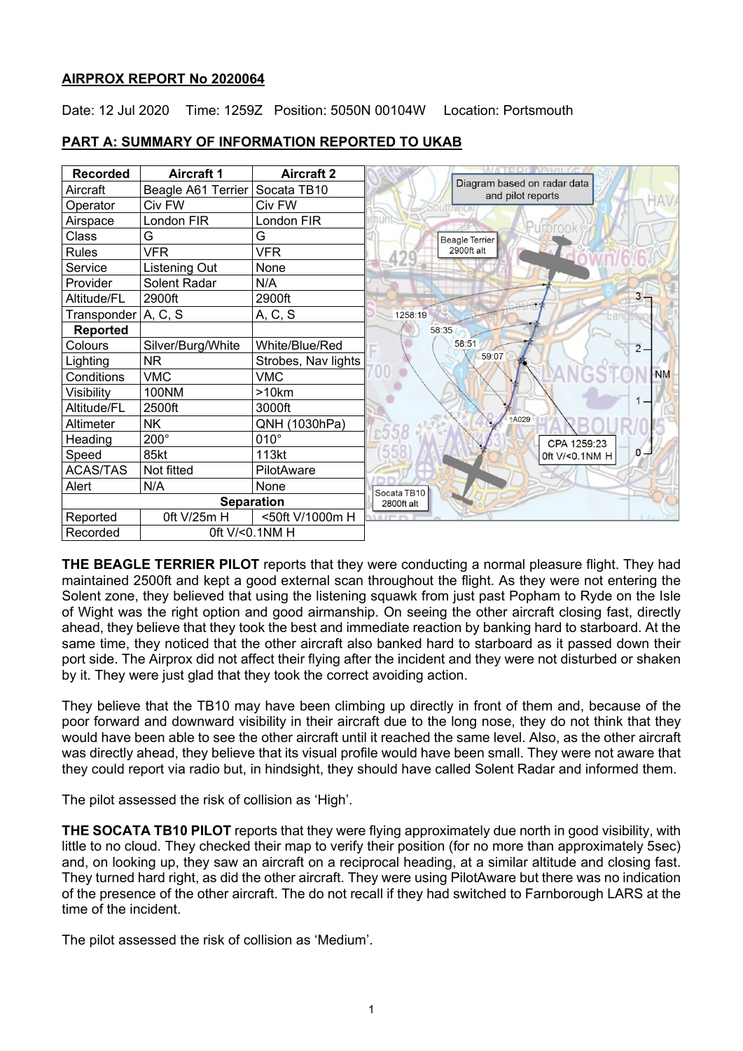**AIRPROX REPORT No 2020064**

Date: 12 Jul 2020 Time: 1259Z Position: 5050N 00104W Location: Portsmouth

**PART A: SUMMARY OF INFORMATION REPORTED TO UKAB**

| Recorded | Aircraft 1 | Aircraft 2 |
|---|---|---|
| Aircraft | Beagle A61 Terrier | Socata TB10 |
| Operator | Civ FW | Civ FW |
| Airspace | London FIR | London FIR |
| Class | G | G |
| Rules | VFR | VFR |
| Service | Listening Out | None |
| Provider | Solent Radar | N/A |
| Altitude/FL | 2900ft | 2900ft |
| Transponder | A, C, S | A, C, S |
| **Reported** | | |
| Colours | Silver/Burg/White | White/Blue/Red |
| Lighting | NR | Strobes, Nav lights |
| Conditions | VMC | VMC |
| Visibility | 100NM | >10km |
| Altitude/FL | 2500ft | 3000ft |
| Altimeter | NK | QNH (1030hPa) |
| Heading | 200° | 010° |
| Speed | 85kt | 113kt |
| ACAS/TAS | Not fitted | PilotAware |
| Alert | N/A | None |
| **Separation** | | |
| Reported | 0ft V/25m H | <50ft V/1000m H |
| Recorded | 0ft V/<0.1NM H | |

**THE BEAGLE TERRIER PILOT** reports that they were conducting a normal pleasure flight. They had maintained 2500ft and kept a good external scan throughout the flight. As they were not entering the Solent zone, they believed that using the listening squawk from just past Popham to Ryde on the Isle of Wight was the right option and good airmanship. On seeing the other aircraft closing fast, directly ahead, they believe that they took the best and immediate reaction by banking hard to starboard. At the same time, they noticed that the other aircraft also banked hard to starboard as it passed down their port side. The Airprox did not affect their flying after the incident and they were not disturbed or shaken by it. They were just glad that they took the correct avoiding action.

They believe that the TB10 may have been climbing up directly in front of them and, because of the poor forward and downward visibility in their aircraft due to the long nose, they do not think that they would have been able to see the other aircraft until it reached the same level. Also, as the other aircraft was directly ahead, they believe that its visual profile would have been small. They were not aware that they could report via radio but, in hindsight, they should have called Solent Radar and informed them.

The pilot assessed the risk of collision as 'High'.

**THE SOCATA TB10 PILOT** reports that they were flying approximately due north in good visibility, with little to no cloud. They checked their map to verify their position (for no more than approximately 5sec) and, on looking up, they saw an aircraft on a reciprocal heading, at a similar altitude and closing fast. They turned hard right, as did the other aircraft. They were using PilotAware but there was no indication of the presence of the other aircraft. The do not recall if they had switched to Farnborough LARS at the time of the incident.

The pilot assessed the risk of collision as 'Medium'.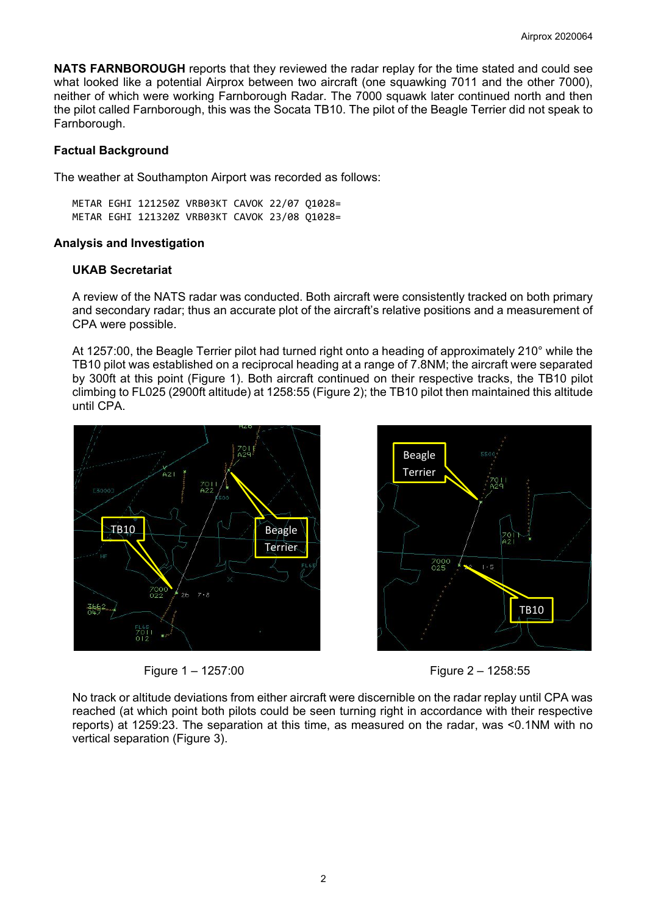**NATS FARNBOROUGH** reports that they reviewed the radar replay for the time stated and could see what looked like a potential Airprox between two aircraft (one squawking 7011 and the other 7000), neither of which were working Farnborough Radar. The 7000 squawk later continued north and then the pilot called Farnborough, this was the Socata TB10. The pilot of the Beagle Terrier did not speak to Farnborough.

### Factual Background

The weather at Southampton Airport was recorded as follows:

```
METAR EGHI 121250Z VRB03KT CAVOK 22/07 Q1028=
METAR EGHI 121320Z VRB03KT CAVOK 23/08 Q1028=
```

### Analysis and Investigation

#### UKAB Secretariat

A review of the NATS radar was conducted. Both aircraft were consistently tracked on both primary and secondary radar; thus an accurate plot of the aircraft's relative positions and a measurement of CPA were possible.

At 1257:00, the Beagle Terrier pilot had turned right onto a heading of approximately 210° while the TB10 pilot was established on a reciprocal heading at a range of 7.8NM; the aircraft were separated by 300ft at this point (Figure 1). Both aircraft continued on their respective tracks, the TB10 pilot climbing to FL025 (2900ft altitude) at 1258:55 (Figure 2); the TB10 pilot then maintained this altitude until CPA.

Figure 1 – 1257:00

Figure 2 – 1258:55

No track or altitude deviations from either aircraft were discernible on the radar replay until CPA was reached (at which point both pilots could be seen turning right in accordance with their respective reports) at 1259:23. The separation at this time, as measured on the radar, was <0.1NM with no vertical separation (Figure 3).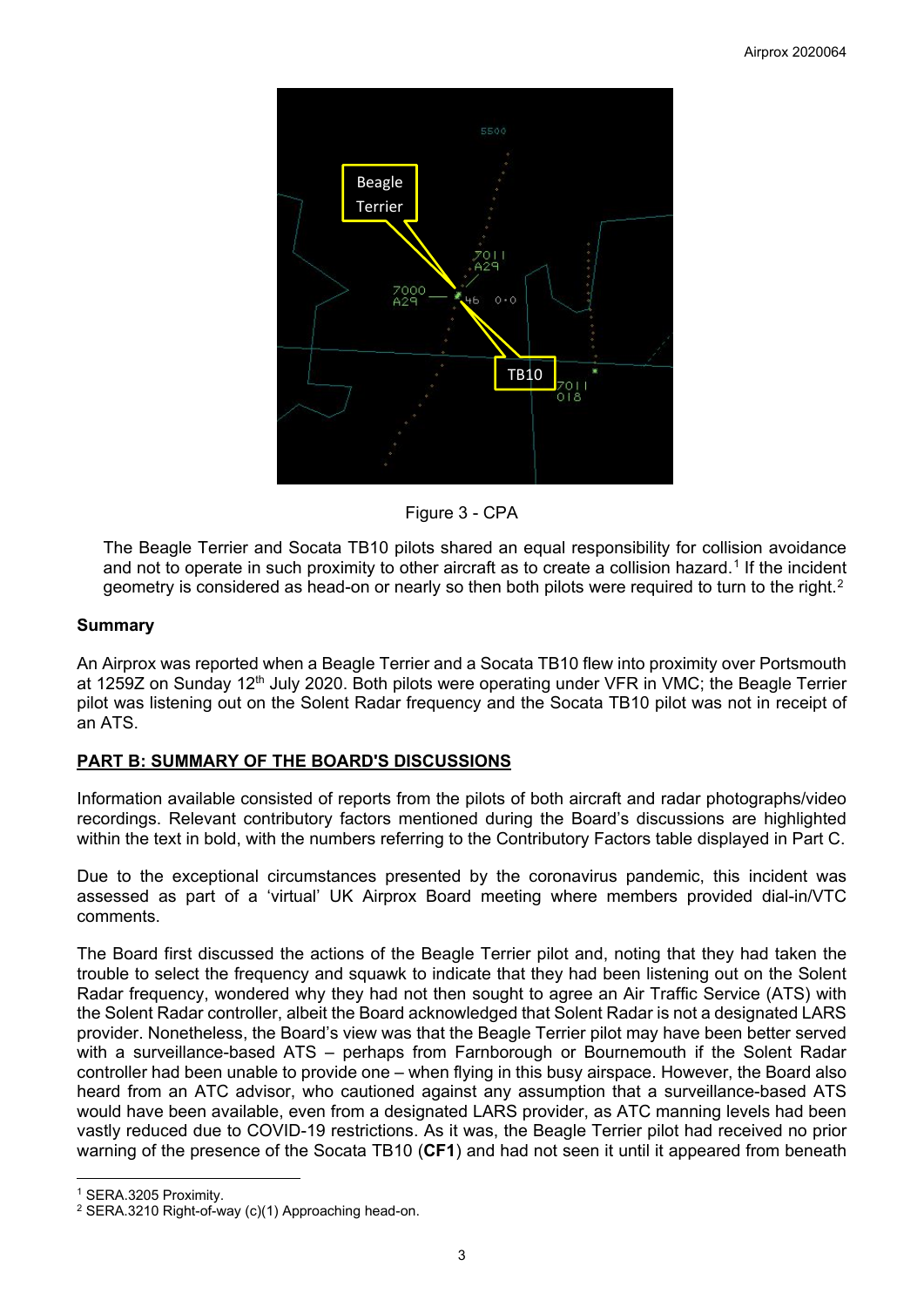Figure 3 - CPA

The Beagle Terrier and Socata TB10 pilots shared an equal responsibility for collision avoidance and not to operate in such proximity to other aircraft as to create a collision hazard.[1] If the incident geometry is considered as head-on or nearly so then both pilots were required to turn to the right.[2]

## Summary

An Airprox was reported when a Beagle Terrier and a Socata TB10 flew into proximity over Portsmouth at 1259Z on Sunday 12th July 2020. Both pilots were operating under VFR in VMC; the Beagle Terrier pilot was listening out on the Solent Radar frequency and the Socata TB10 pilot was not in receipt of an ATS.

## PART B: SUMMARY OF THE BOARD'S DISCUSSIONS

Information available consisted of reports from the pilots of both aircraft and radar photographs/video recordings. Relevant contributory factors mentioned during the Board's discussions are highlighted within the text in bold, with the numbers referring to the Contributory Factors table displayed in Part C.

Due to the exceptional circumstances presented by the coronavirus pandemic, this incident was assessed as part of a 'virtual' UK Airprox Board meeting where members provided dial-in/VTC comments.

The Board first discussed the actions of the Beagle Terrier pilot and, noting that they had taken the trouble to select the frequency and squawk to indicate that they had been listening out on the Solent Radar frequency, wondered why they had not then sought to agree an Air Traffic Service (ATS) with the Solent Radar controller, albeit the Board acknowledged that Solent Radar is not a designated LARS provider. Nonetheless, the Board's view was that the Beagle Terrier pilot may have been better served with a surveillance-based ATS – perhaps from Farnborough or Bournemouth if the Solent Radar controller had been unable to provide one – when flying in this busy airspace. However, the Board also heard from an ATC advisor, who cautioned against any assumption that a surveillance-based ATS would have been available, even from a designated LARS provider, as ATC manning levels had been vastly reduced due to COVID-19 restrictions. As it was, the Beagle Terrier pilot had received no prior warning of the presence of the Socata TB10 (**CF1**) and had not seen it until it appeared from beneath

[1] SERA.3205 Proximity.

[2] SERA.3210 Right-of-way (c)(1) Approaching head-on.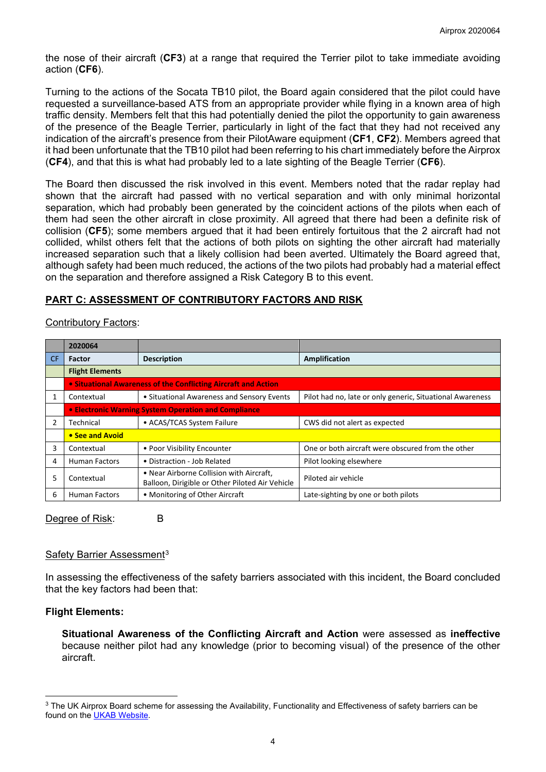the nose of their aircraft (**CF3**) at a range that required the Terrier pilot to take immediate avoiding action (**CF6**).

Turning to the actions of the Socata TB10 pilot, the Board again considered that the pilot could have requested a surveillance-based ATS from an appropriate provider while flying in a known area of high traffic density. Members felt that this had potentially denied the pilot the opportunity to gain awareness of the presence of the Beagle Terrier, particularly in light of the fact that they had not received any indication of the aircraft's presence from their PilotAware equipment (**CF1**, **CF2**). Members agreed that it had been unfortunate that the TB10 pilot had been referring to his chart immediately before the Airprox (**CF4**), and that this is what had probably led to a late sighting of the Beagle Terrier (**CF6**).

The Board then discussed the risk involved in this event. Members noted that the radar replay had shown that the aircraft had passed with no vertical separation and with only minimal horizontal separation, which had probably been generated by the coincident actions of the pilots when each of them had seen the other aircraft in close proximity. All agreed that there had been a definite risk of collision (**CF5**); some members argued that it had been entirely fortuitous that the 2 aircraft had not collided, whilst others felt that the actions of both pilots on sighting the other aircraft had materially increased separation such that a likely collision had been averted. Ultimately the Board agreed that, although safety had been much reduced, the actions of the two pilots had probably had a material effect on the separation and therefore assigned a Risk Category B to this event.

## PART C: ASSESSMENT OF CONTRIBUTORY FACTORS AND RISK

Contributory Factors:

| | 2020064 | | |
|---|---|---|---|
| CF | Factor | Description | Amplification |
| | **Flight Elements** | | |
| | **• Situational Awareness of the Conflicting Aircraft and Action** | | |
| 1 | Contextual | • Situational Awareness and Sensory Events | Pilot had no, late or only generic, Situational Awareness |
| | **• Electronic Warning System Operation and Compliance** | | |
| 2 | Technical | • ACAS/TCAS System Failure | CWS did not alert as expected |
| | **• See and Avoid** | | |
| 3 | Contextual | • Poor Visibility Encounter | One or both aircraft were obscured from the other |
| 4 | Human Factors | • Distraction - Job Related | Pilot looking elsewhere |
| 5 | Contextual | • Near Airborne Collision with Aircraft, Balloon, Dirigible or Other Piloted Air Vehicle | Piloted air vehicle |
| 6 | Human Factors | • Monitoring of Other Aircraft | Late-sighting by one or both pilots |

Degree of Risk: B

Safety Barrier Assessment[3]

In assessing the effectiveness of the safety barriers associated with this incident, the Board concluded that the key factors had been that:

**Flight Elements:**

**Situational Awareness of the Conflicting Aircraft and Action** were assessed as **ineffective** because neither pilot had any knowledge (prior to becoming visual) of the presence of the other aircraft.

[3] The UK Airprox Board scheme for assessing the Availability, Functionality and Effectiveness of safety barriers can be found on the UKAB Website.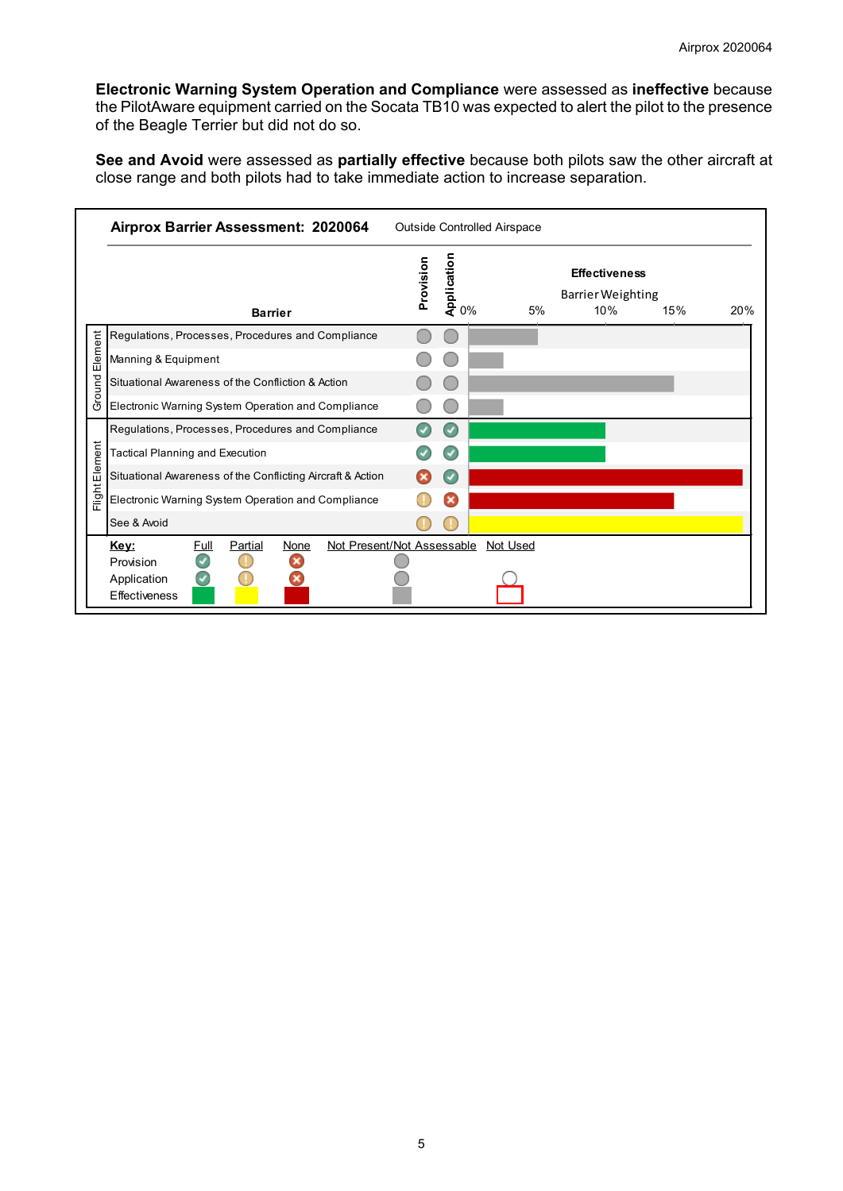**Electronic Warning System Operation and Compliance** were assessed as **ineffective** because the PilotAware equipment carried on the Socata TB10 was expected to alert the pilot to the presence of the Beagle Terrier but did not do so.

**See and Avoid** were assessed as **partially effective** because both pilots saw the other aircraft at close range and both pilots had to take immediate action to increase separation.

**Airprox Barrier Assessment: 2020064**

Outside Controlled Airspace

Barrier

Provision

Application

Effectiveness

Barrier Weighting

0%

5%

10%

15%

20%

Ground Element

Regulations, Processes, Procedures and Compliance

Manning & Equipment

Situational Awareness of the Confliction & Action

Electronic Warning System Operation and Compliance

Flight Element

Regulations, Processes, Procedures and Compliance

Tactical Planning and Execution

Situational Awareness of the Conflicting Aircraft & Action

Electronic Warning System Operation and Compliance

See & Avoid

Key: Full Partial None Not Present/Not Assessable Not Used

Provision

Application

Effectiveness